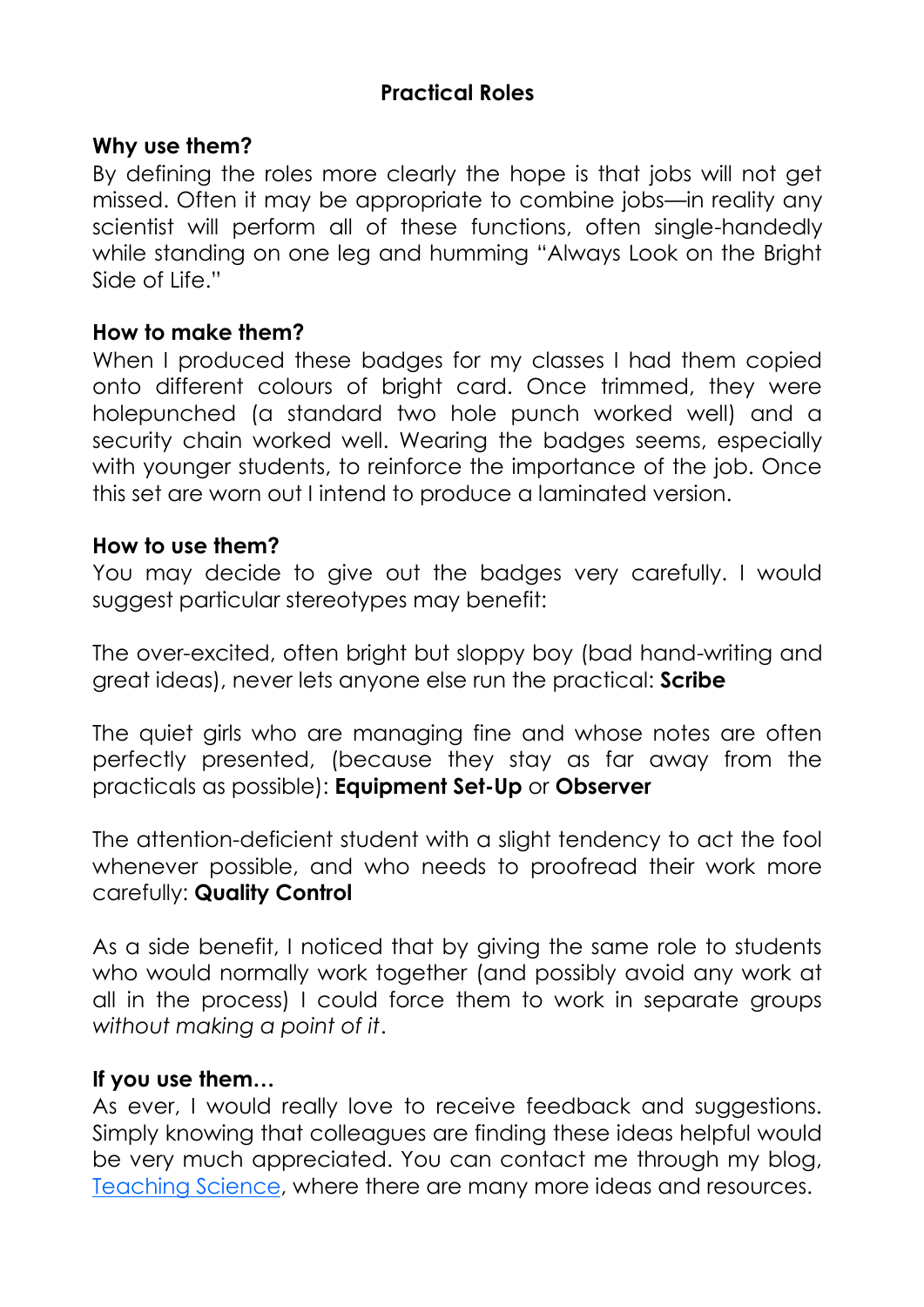# Practical Roles

### Why use them?

By defining the roles more clearly the hope is that jobs will not get missed. Often it may be appropriate to combine jobs—in reality any scientist will perform all of these functions, often single-handedly while standing on one leg and humming "Always Look on the Bright Side of Life."

### How to make them?

When I produced these badges for my classes I had them copied onto different colours of bright card. Once trimmed, they were holepunched (a standard two hole punch worked well) and a security chain worked well. Wearing the badges seems, especially with younger students, to reinforce the importance of the job. Once this set are worn out I intend to produce a laminated version.

### How to use them?

You may decide to give out the badges very carefully. I would suggest particular stereotypes may benefit:

The over-excited, often bright but sloppy boy (bad hand-writing and great ideas), never lets anyone else run the practical: **Scribe**

The quiet girls who are managing fine and whose notes are often perfectly presented, (because they stay as far away from the practicals as possible): **Equipment Set-Up** or **Observer**

The attention-deficient student with a slight tendency to act the fool whenever possible, and who needs to proofread their work more carefully: **Quality Control**

As a side benefit, I noticed that by giving the same role to students who would normally work together (and possibly avoid any work at all in the process) I could force them to work in separate groups *without making a point of it*.

### If you use them…

As ever, I would really love to receive feedback and suggestions. Simply knowing that colleagues are finding these ideas helpful would be very much appreciated. You can contact me through my blog, Teaching Science, where there are many more ideas and resources.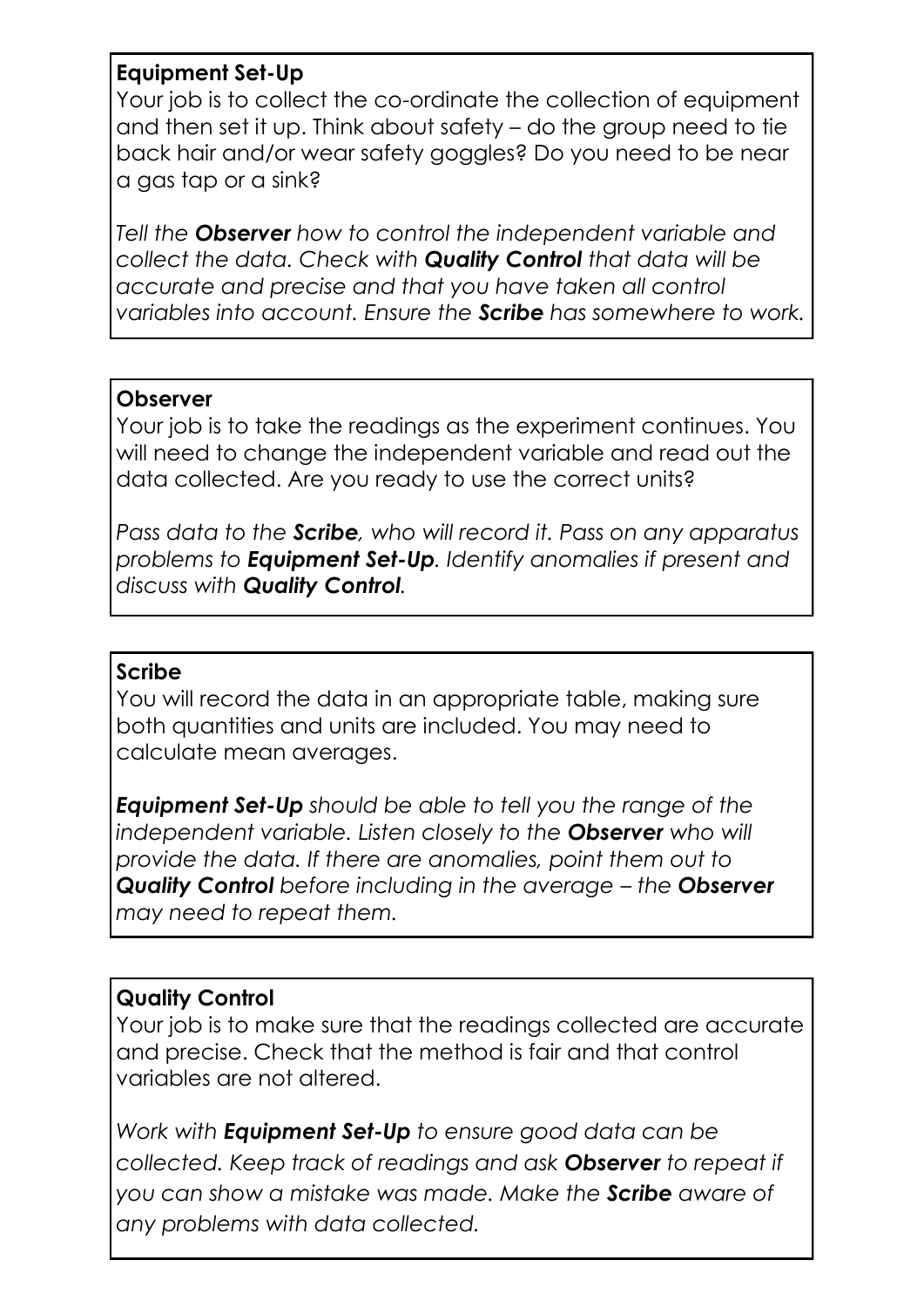**Equipment Set-Up**

Your job is to collect the co-ordinate the collection of equipment and then set it up. Think about safety – do the group need to tie back hair and/or wear safety goggles? Do you need to be near a gas tap or a sink?

*Tell the **Observer** how to control the independent variable and collect the data. Check with **Quality Control** that data will be accurate and precise and that you have taken all control variables into account. Ensure the **Scribe** has somewhere to work.*

**Observer**

Your job is to take the readings as the experiment continues. You will need to change the independent variable and read out the data collected. Are you ready to use the correct units?

*Pass data to the **Scribe**, who will record it. Pass on any apparatus problems to **Equipment Set-Up**. Identify anomalies if present and discuss with **Quality Control**.*

**Scribe**

You will record the data in an appropriate table, making sure both quantities and units are included. You may need to calculate mean averages.

***Equipment Set-Up** should be able to tell you the range of the independent variable. Listen closely to the **Observer** who will provide the data. If there are anomalies, point them out to **Quality Control** before including in the average – the **Observer** may need to repeat them.*

**Quality Control**

Your job is to make sure that the readings collected are accurate and precise. Check that the method is fair and that control variables are not altered.

*Work with **Equipment Set-Up** to ensure good data can be collected. Keep track of readings and ask **Observer** to repeat if you can show a mistake was made. Make the **Scribe** aware of any problems with data collected.*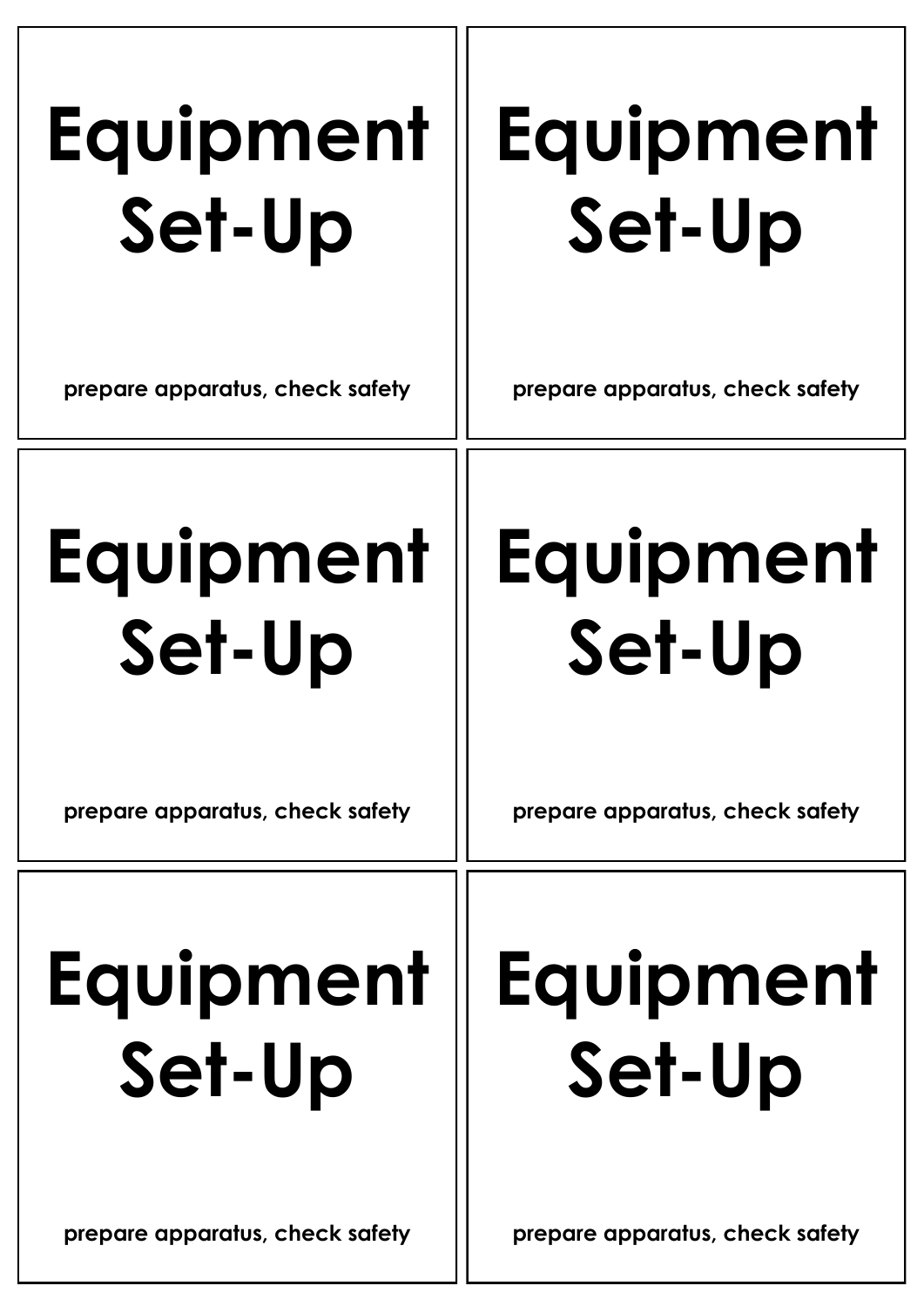**Equipment Set-Up**

**prepare apparatus, check safety**

**Equipment Set-Up**

**prepare apparatus, check safety**

**Equipment Set-Up**

**prepare apparatus, check safety**

**Equipment Set-Up**

**prepare apparatus, check safety**

**Equipment Set-Up**

**prepare apparatus, check safety**

**Equipment Set-Up**

**prepare apparatus, check safety**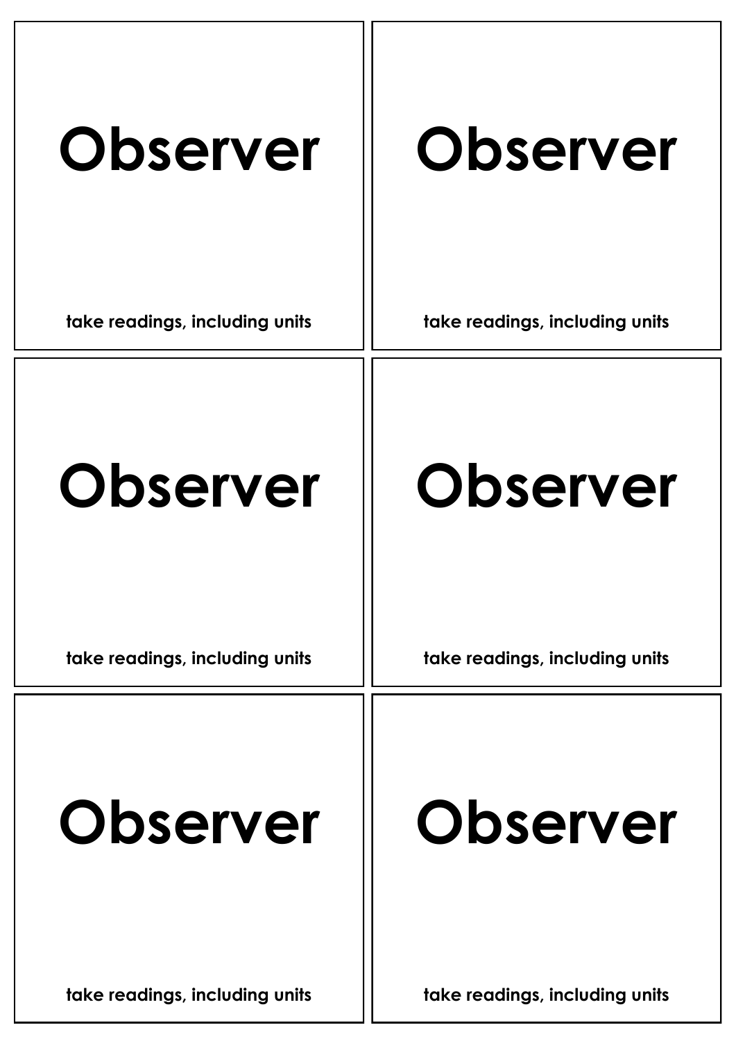# Observer

**take readings, including units**

# Observer

**take readings, including units**

# Observer

**take readings, including units**

# Observer

**take readings, including units**

# Observer

**take readings, including units**

# Observer

**take readings, including units**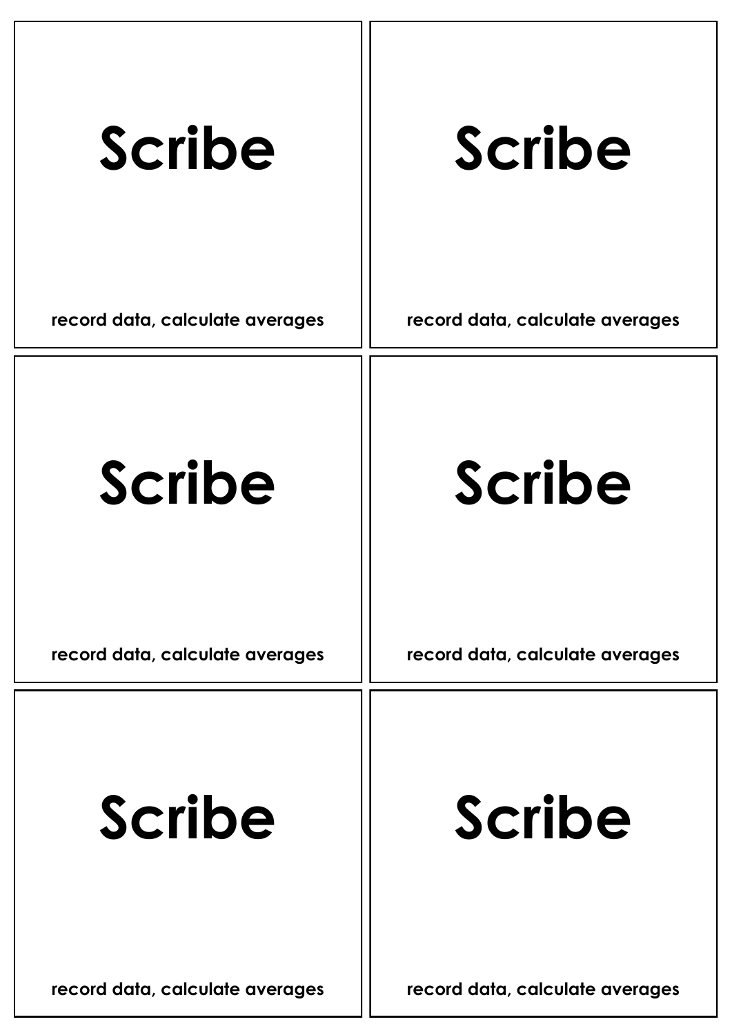# Scribe

**record data, calculate averages**

# Scribe

**record data, calculate averages**

# Scribe

**record data, calculate averages**

# Scribe

**record data, calculate averages**

# Scribe

**record data, calculate averages**

# Scribe

**record data, calculate averages**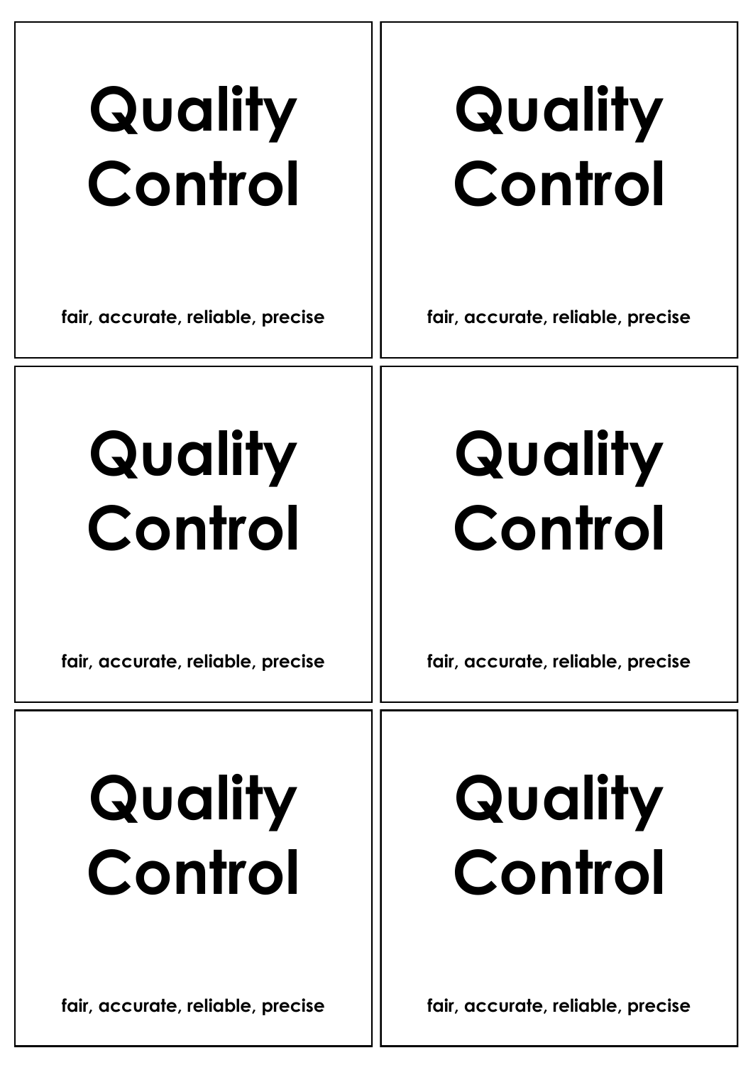**Quality Control**

**fair, accurate, reliable, precise**

**Quality Control**

**fair, accurate, reliable, precise**

**Quality Control**

**fair, accurate, reliable, precise**

**Quality Control**

**fair, accurate, reliable, precise**

**Quality Control**

**fair, accurate, reliable, precise**

**Quality Control**

**fair, accurate, reliable, precise**